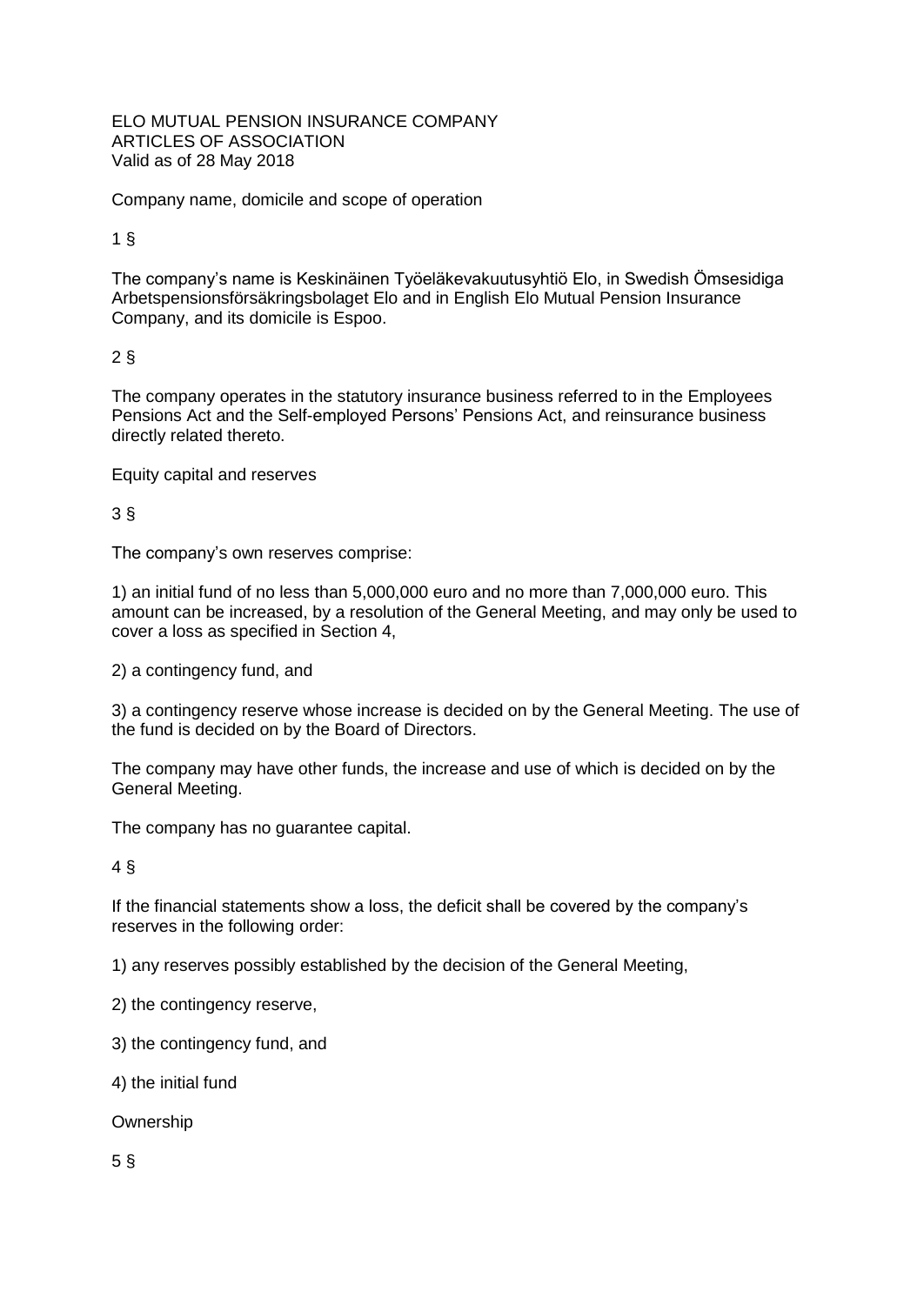# ELO MUTUAL PENSION INSURANCE COMPANY
# ARTICLES OF ASSOCIATION
Valid as of 28 May 2018

## Company name, domicile and scope of operation

### 1 §

The company's name is Keskinäinen Työeläkevakuutusyhtiö Elo, in Swedish Ömsesidiga Arbetspensionsförsäkringsbolaget Elo and in English Elo Mutual Pension Insurance Company, and its domicile is Espoo.

### 2 §

The company operates in the statutory insurance business referred to in the Employees Pensions Act and the Self-employed Persons' Pensions Act, and reinsurance business directly related thereto.

## Equity capital and reserves

### 3 §

The company's own reserves comprise:

1) an initial fund of no less than 5,000,000 euro and no more than 7,000,000 euro. This amount can be increased, by a resolution of the General Meeting, and may only be used to cover a loss as specified in Section 4,

2) a contingency fund, and

3) a contingency reserve whose increase is decided on by the General Meeting. The use of the fund is decided on by the Board of Directors.

The company may have other funds, the increase and use of which is decided on by the General Meeting.

The company has no guarantee capital.

### 4 §

If the financial statements show a loss, the deficit shall be covered by the company's reserves in the following order:

1) any reserves possibly established by the decision of the General Meeting,

2) the contingency reserve,

3) the contingency fund, and

4) the initial fund

## Ownership

### 5 §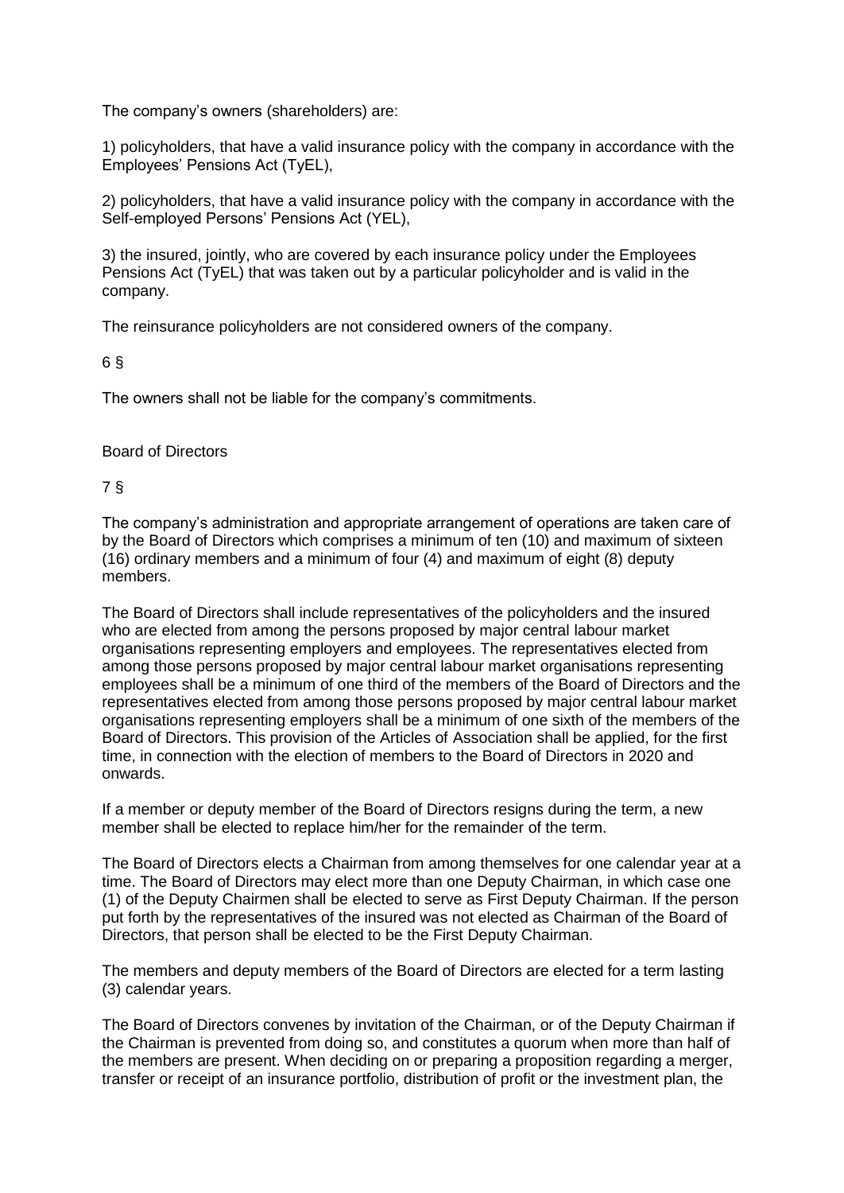The company's owners (shareholders) are:

1) policyholders, that have a valid insurance policy with the company in accordance with the Employees' Pensions Act (TyEL),

2) policyholders, that have a valid insurance policy with the company in accordance with the Self-employed Persons' Pensions Act (YEL),

3) the insured, jointly, who are covered by each insurance policy under the Employees Pensions Act (TyEL) that was taken out by a particular policyholder and is valid in the company.

The reinsurance policyholders are not considered owners of the company.

6 §

The owners shall not be liable for the company's commitments.

## Board of Directors

7 §

The company's administration and appropriate arrangement of operations are taken care of by the Board of Directors which comprises a minimum of ten (10) and maximum of sixteen (16) ordinary members and a minimum of four (4) and maximum of eight (8) deputy members.

The Board of Directors shall include representatives of the policyholders and the insured who are elected from among the persons proposed by major central labour market organisations representing employers and employees. The representatives elected from among those persons proposed by major central labour market organisations representing employees shall be a minimum of one third of the members of the Board of Directors and the representatives elected from among those persons proposed by major central labour market organisations representing employers shall be a minimum of one sixth of the members of the Board of Directors. This provision of the Articles of Association shall be applied, for the first time, in connection with the election of members to the Board of Directors in 2020 and onwards.

If a member or deputy member of the Board of Directors resigns during the term, a new member shall be elected to replace him/her for the remainder of the term.

The Board of Directors elects a Chairman from among themselves for one calendar year at a time. The Board of Directors may elect more than one Deputy Chairman, in which case one (1) of the Deputy Chairmen shall be elected to serve as First Deputy Chairman. If the person put forth by the representatives of the insured was not elected as Chairman of the Board of Directors, that person shall be elected to be the First Deputy Chairman.

The members and deputy members of the Board of Directors are elected for a term lasting (3) calendar years.

The Board of Directors convenes by invitation of the Chairman, or of the Deputy Chairman if the Chairman is prevented from doing so, and constitutes a quorum when more than half of the members are present. When deciding on or preparing a proposition regarding a merger, transfer or receipt of an insurance portfolio, distribution of profit or the investment plan, the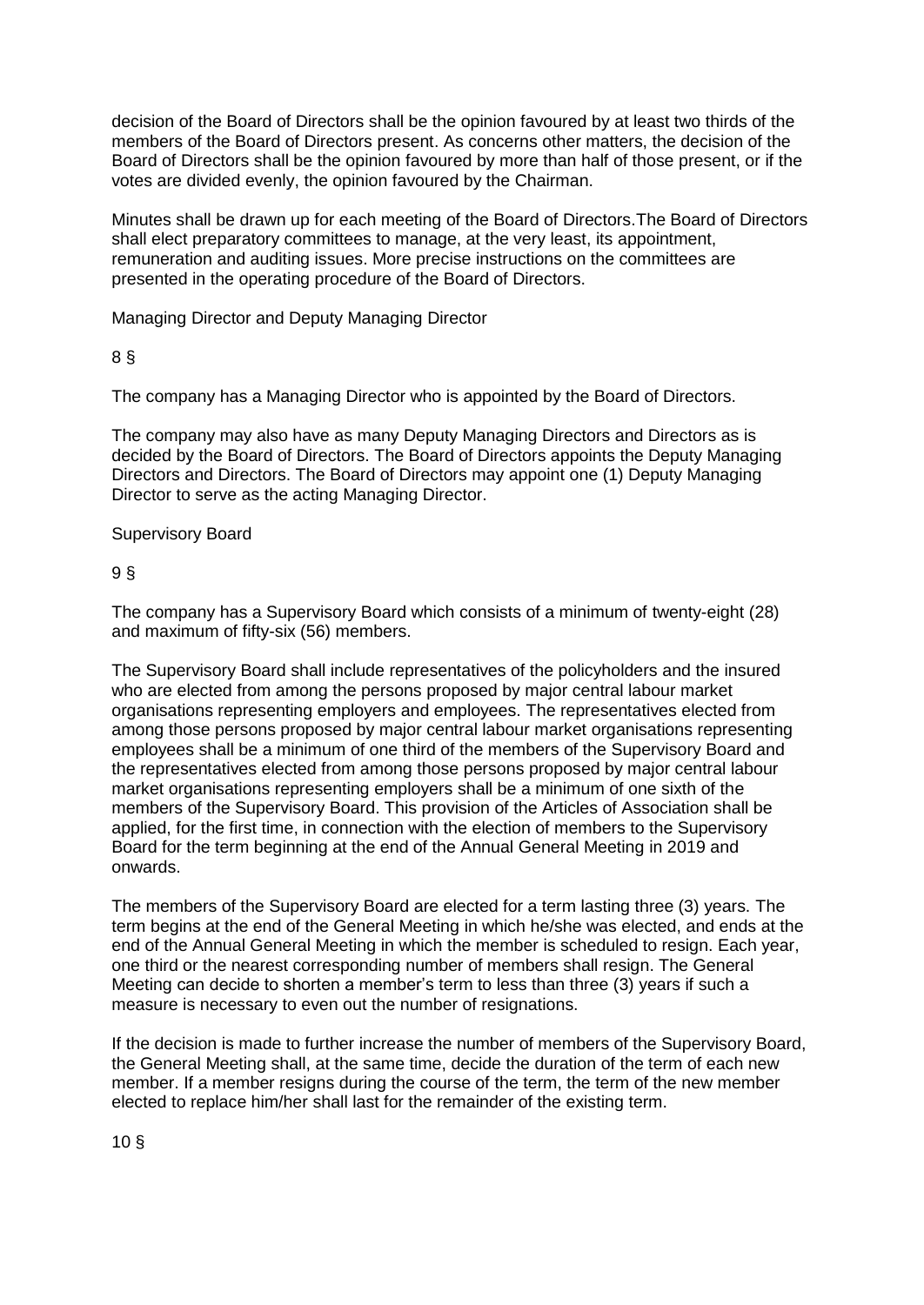decision of the Board of Directors shall be the opinion favoured by at least two thirds of the members of the Board of Directors present. As concerns other matters, the decision of the Board of Directors shall be the opinion favoured by more than half of those present, or if the votes are divided evenly, the opinion favoured by the Chairman.

Minutes shall be drawn up for each meeting of the Board of Directors.The Board of Directors shall elect preparatory committees to manage, at the very least, its appointment, remuneration and auditing issues. More precise instructions on the committees are presented in the operating procedure of the Board of Directors.

## Managing Director and Deputy Managing Director

### 8 §

The company has a Managing Director who is appointed by the Board of Directors.

The company may also have as many Deputy Managing Directors and Directors as is decided by the Board of Directors. The Board of Directors appoints the Deputy Managing Directors and Directors. The Board of Directors may appoint one (1) Deputy Managing Director to serve as the acting Managing Director.

## Supervisory Board

### 9 §

The company has a Supervisory Board which consists of a minimum of twenty-eight (28) and maximum of fifty-six (56) members.

The Supervisory Board shall include representatives of the policyholders and the insured who are elected from among the persons proposed by major central labour market organisations representing employers and employees. The representatives elected from among those persons proposed by major central labour market organisations representing employees shall be a minimum of one third of the members of the Supervisory Board and the representatives elected from among those persons proposed by major central labour market organisations representing employers shall be a minimum of one sixth of the members of the Supervisory Board. This provision of the Articles of Association shall be applied, for the first time, in connection with the election of members to the Supervisory Board for the term beginning at the end of the Annual General Meeting in 2019 and onwards.

The members of the Supervisory Board are elected for a term lasting three (3) years. The term begins at the end of the General Meeting in which he/she was elected, and ends at the end of the Annual General Meeting in which the member is scheduled to resign. Each year, one third or the nearest corresponding number of members shall resign. The General Meeting can decide to shorten a member's term to less than three (3) years if such a measure is necessary to even out the number of resignations.

If the decision is made to further increase the number of members of the Supervisory Board, the General Meeting shall, at the same time, decide the duration of the term of each new member. If a member resigns during the course of the term, the term of the new member elected to replace him/her shall last for the remainder of the existing term.

### 10 §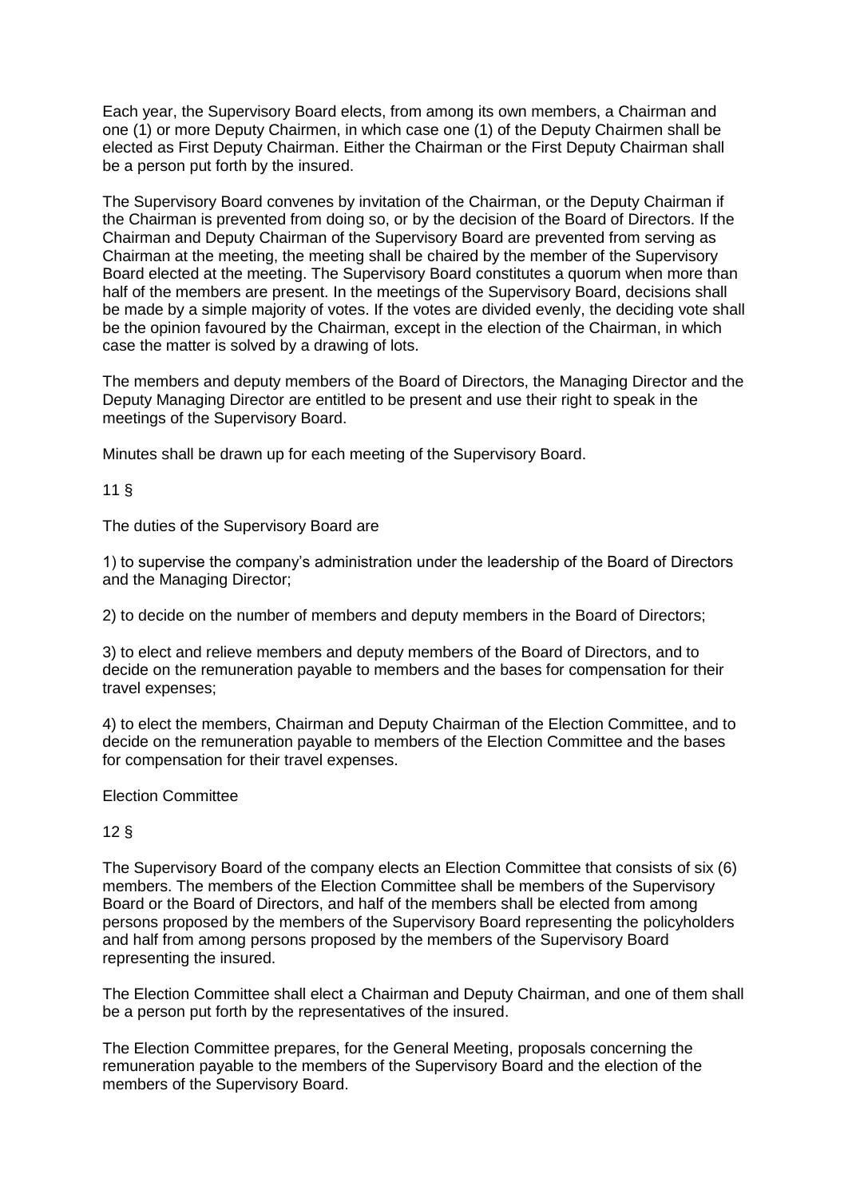Each year, the Supervisory Board elects, from among its own members, a Chairman and one (1) or more Deputy Chairmen, in which case one (1) of the Deputy Chairmen shall be elected as First Deputy Chairman. Either the Chairman or the First Deputy Chairman shall be a person put forth by the insured.

The Supervisory Board convenes by invitation of the Chairman, or the Deputy Chairman if the Chairman is prevented from doing so, or by the decision of the Board of Directors. If the Chairman and Deputy Chairman of the Supervisory Board are prevented from serving as Chairman at the meeting, the meeting shall be chaired by the member of the Supervisory Board elected at the meeting. The Supervisory Board constitutes a quorum when more than half of the members are present. In the meetings of the Supervisory Board, decisions shall be made by a simple majority of votes. If the votes are divided evenly, the deciding vote shall be the opinion favoured by the Chairman, except in the election of the Chairman, in which case the matter is solved by a drawing of lots.

The members and deputy members of the Board of Directors, the Managing Director and the Deputy Managing Director are entitled to be present and use their right to speak in the meetings of the Supervisory Board.

Minutes shall be drawn up for each meeting of the Supervisory Board.

11 §

The duties of the Supervisory Board are

1) to supervise the company's administration under the leadership of the Board of Directors and the Managing Director;

2) to decide on the number of members and deputy members in the Board of Directors;

3) to elect and relieve members and deputy members of the Board of Directors, and to decide on the remuneration payable to members and the bases for compensation for their travel expenses;

4) to elect the members, Chairman and Deputy Chairman of the Election Committee, and to decide on the remuneration payable to members of the Election Committee and the bases for compensation for their travel expenses.

Election Committee

12 §

The Supervisory Board of the company elects an Election Committee that consists of six (6) members. The members of the Election Committee shall be members of the Supervisory Board or the Board of Directors, and half of the members shall be elected from among persons proposed by the members of the Supervisory Board representing the policyholders and half from among persons proposed by the members of the Supervisory Board representing the insured.

The Election Committee shall elect a Chairman and Deputy Chairman, and one of them shall be a person put forth by the representatives of the insured.

The Election Committee prepares, for the General Meeting, proposals concerning the remuneration payable to the members of the Supervisory Board and the election of the members of the Supervisory Board.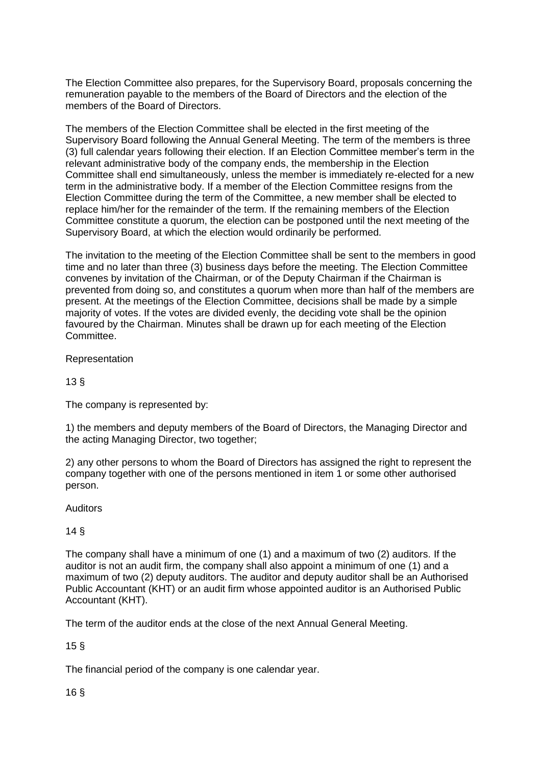The Election Committee also prepares, for the Supervisory Board, proposals concerning the remuneration payable to the members of the Board of Directors and the election of the members of the Board of Directors.

The members of the Election Committee shall be elected in the first meeting of the Supervisory Board following the Annual General Meeting. The term of the members is three (3) full calendar years following their election. If an Election Committee member's term in the relevant administrative body of the company ends, the membership in the Election Committee shall end simultaneously, unless the member is immediately re-elected for a new term in the administrative body. If a member of the Election Committee resigns from the Election Committee during the term of the Committee, a new member shall be elected to replace him/her for the remainder of the term. If the remaining members of the Election Committee constitute a quorum, the election can be postponed until the next meeting of the Supervisory Board, at which the election would ordinarily be performed.

The invitation to the meeting of the Election Committee shall be sent to the members in good time and no later than three (3) business days before the meeting. The Election Committee convenes by invitation of the Chairman, or of the Deputy Chairman if the Chairman is prevented from doing so, and constitutes a quorum when more than half of the members are present. At the meetings of the Election Committee, decisions shall be made by a simple majority of votes. If the votes are divided evenly, the deciding vote shall be the opinion favoured by the Chairman. Minutes shall be drawn up for each meeting of the Election Committee.

## Representation

### 13 §

The company is represented by:

1) the members and deputy members of the Board of Directors, the Managing Director and the acting Managing Director, two together;

2) any other persons to whom the Board of Directors has assigned the right to represent the company together with one of the persons mentioned in item 1 or some other authorised person.

## Auditors

### 14 §

The company shall have a minimum of one (1) and a maximum of two (2) auditors. If the auditor is not an audit firm, the company shall also appoint a minimum of one (1) and a maximum of two (2) deputy auditors. The auditor and deputy auditor shall be an Authorised Public Accountant (KHT) or an audit firm whose appointed auditor is an Authorised Public Accountant (KHT).

The term of the auditor ends at the close of the next Annual General Meeting.

### 15 §

The financial period of the company is one calendar year.

### 16 §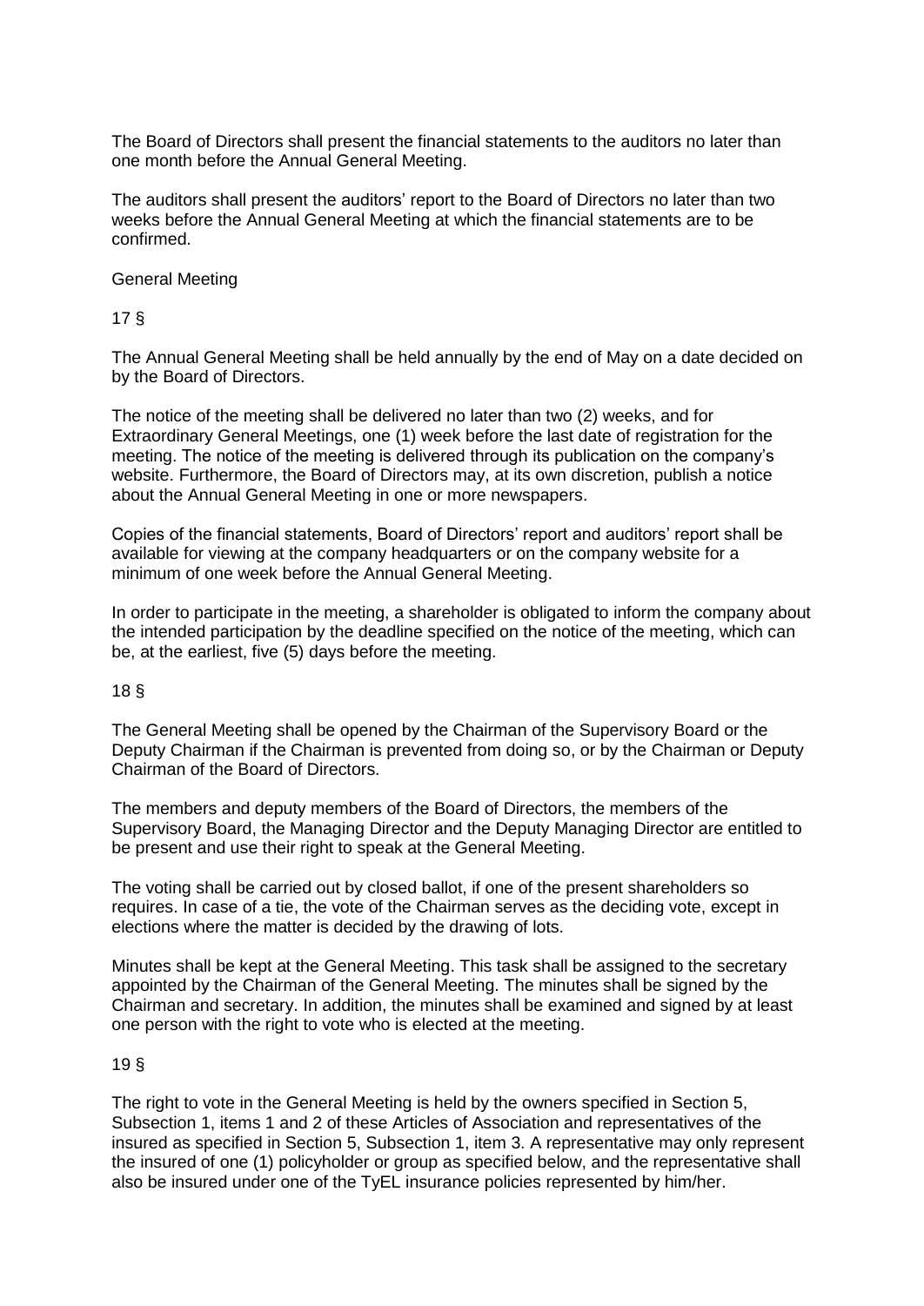The Board of Directors shall present the financial statements to the auditors no later than one month before the Annual General Meeting.

The auditors shall present the auditors' report to the Board of Directors no later than two weeks before the Annual General Meeting at which the financial statements are to be confirmed.

## General Meeting

### 17 §

The Annual General Meeting shall be held annually by the end of May on a date decided on by the Board of Directors.

The notice of the meeting shall be delivered no later than two (2) weeks, and for Extraordinary General Meetings, one (1) week before the last date of registration for the meeting. The notice of the meeting is delivered through its publication on the company's website. Furthermore, the Board of Directors may, at its own discretion, publish a notice about the Annual General Meeting in one or more newspapers.

Copies of the financial statements, Board of Directors' report and auditors' report shall be available for viewing at the company headquarters or on the company website for a minimum of one week before the Annual General Meeting.

In order to participate in the meeting, a shareholder is obligated to inform the company about the intended participation by the deadline specified on the notice of the meeting, which can be, at the earliest, five (5) days before the meeting.

### 18 §

The General Meeting shall be opened by the Chairman of the Supervisory Board or the Deputy Chairman if the Chairman is prevented from doing so, or by the Chairman or Deputy Chairman of the Board of Directors.

The members and deputy members of the Board of Directors, the members of the Supervisory Board, the Managing Director and the Deputy Managing Director are entitled to be present and use their right to speak at the General Meeting.

The voting shall be carried out by closed ballot, if one of the present shareholders so requires. In case of a tie, the vote of the Chairman serves as the deciding vote, except in elections where the matter is decided by the drawing of lots.

Minutes shall be kept at the General Meeting. This task shall be assigned to the secretary appointed by the Chairman of the General Meeting. The minutes shall be signed by the Chairman and secretary. In addition, the minutes shall be examined and signed by at least one person with the right to vote who is elected at the meeting.

### 19 §

The right to vote in the General Meeting is held by the owners specified in Section 5, Subsection 1, items 1 and 2 of these Articles of Association and representatives of the insured as specified in Section 5, Subsection 1, item 3. A representative may only represent the insured of one (1) policyholder or group as specified below, and the representative shall also be insured under one of the TyEL insurance policies represented by him/her.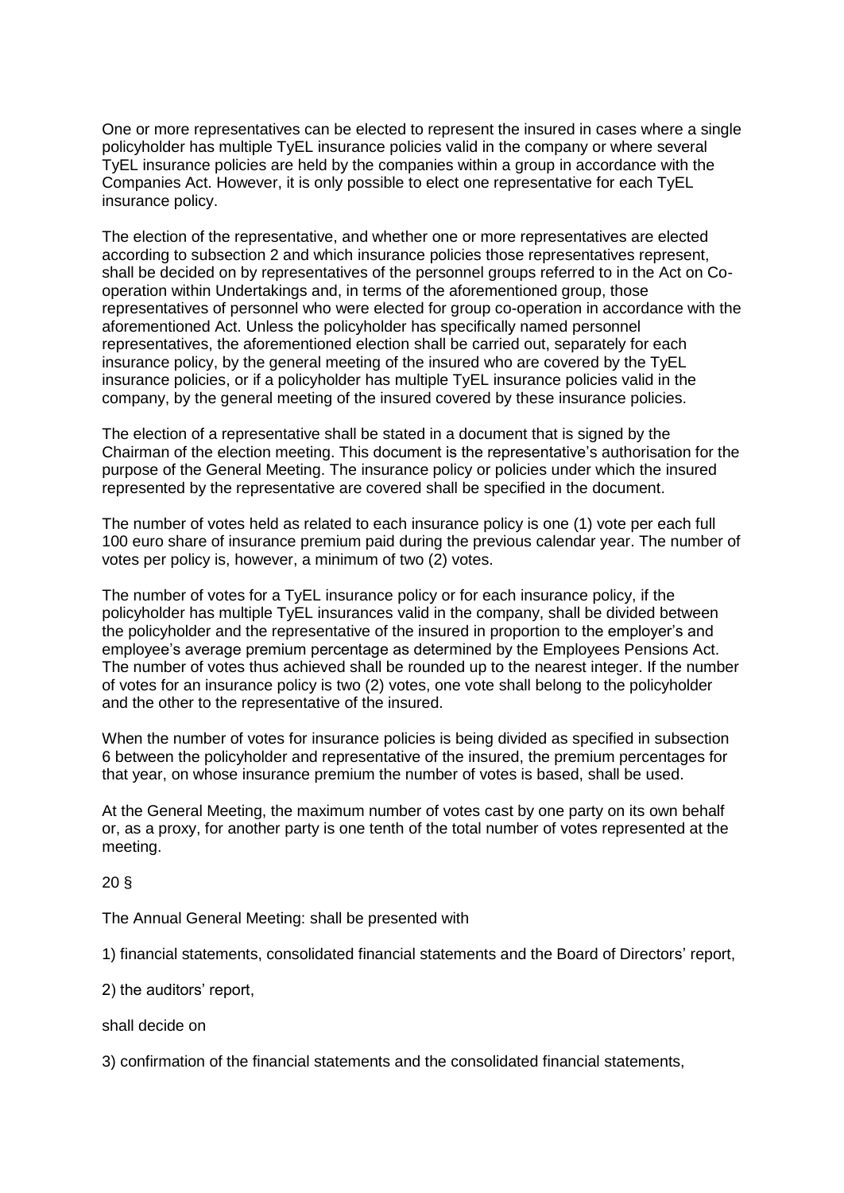One or more representatives can be elected to represent the insured in cases where a single policyholder has multiple TyEL insurance policies valid in the company or where several TyEL insurance policies are held by the companies within a group in accordance with the Companies Act. However, it is only possible to elect one representative for each TyEL insurance policy.

The election of the representative, and whether one or more representatives are elected according to subsection 2 and which insurance policies those representatives represent, shall be decided on by representatives of the personnel groups referred to in the Act on Co-operation within Undertakings and, in terms of the aforementioned group, those representatives of personnel who were elected for group co-operation in accordance with the aforementioned Act. Unless the policyholder has specifically named personnel representatives, the aforementioned election shall be carried out, separately for each insurance policy, by the general meeting of the insured who are covered by the TyEL insurance policies, or if a policyholder has multiple TyEL insurance policies valid in the company, by the general meeting of the insured covered by these insurance policies.

The election of a representative shall be stated in a document that is signed by the Chairman of the election meeting. This document is the representative's authorisation for the purpose of the General Meeting. The insurance policy or policies under which the insured represented by the representative are covered shall be specified in the document.

The number of votes held as related to each insurance policy is one (1) vote per each full 100 euro share of insurance premium paid during the previous calendar year. The number of votes per policy is, however, a minimum of two (2) votes.

The number of votes for a TyEL insurance policy or for each insurance policy, if the policyholder has multiple TyEL insurances valid in the company, shall be divided between the policyholder and the representative of the insured in proportion to the employer's and employee's average premium percentage as determined by the Employees Pensions Act. The number of votes thus achieved shall be rounded up to the nearest integer. If the number of votes for an insurance policy is two (2) votes, one vote shall belong to the policyholder and the other to the representative of the insured.

When the number of votes for insurance policies is being divided as specified in subsection 6 between the policyholder and representative of the insured, the premium percentages for that year, on whose insurance premium the number of votes is based, shall be used.

At the General Meeting, the maximum number of votes cast by one party on its own behalf or, as a proxy, for another party is one tenth of the total number of votes represented at the meeting.

20 §

The Annual General Meeting: shall be presented with

1) financial statements, consolidated financial statements and the Board of Directors' report,

2) the auditors' report,

shall decide on

3) confirmation of the financial statements and the consolidated financial statements,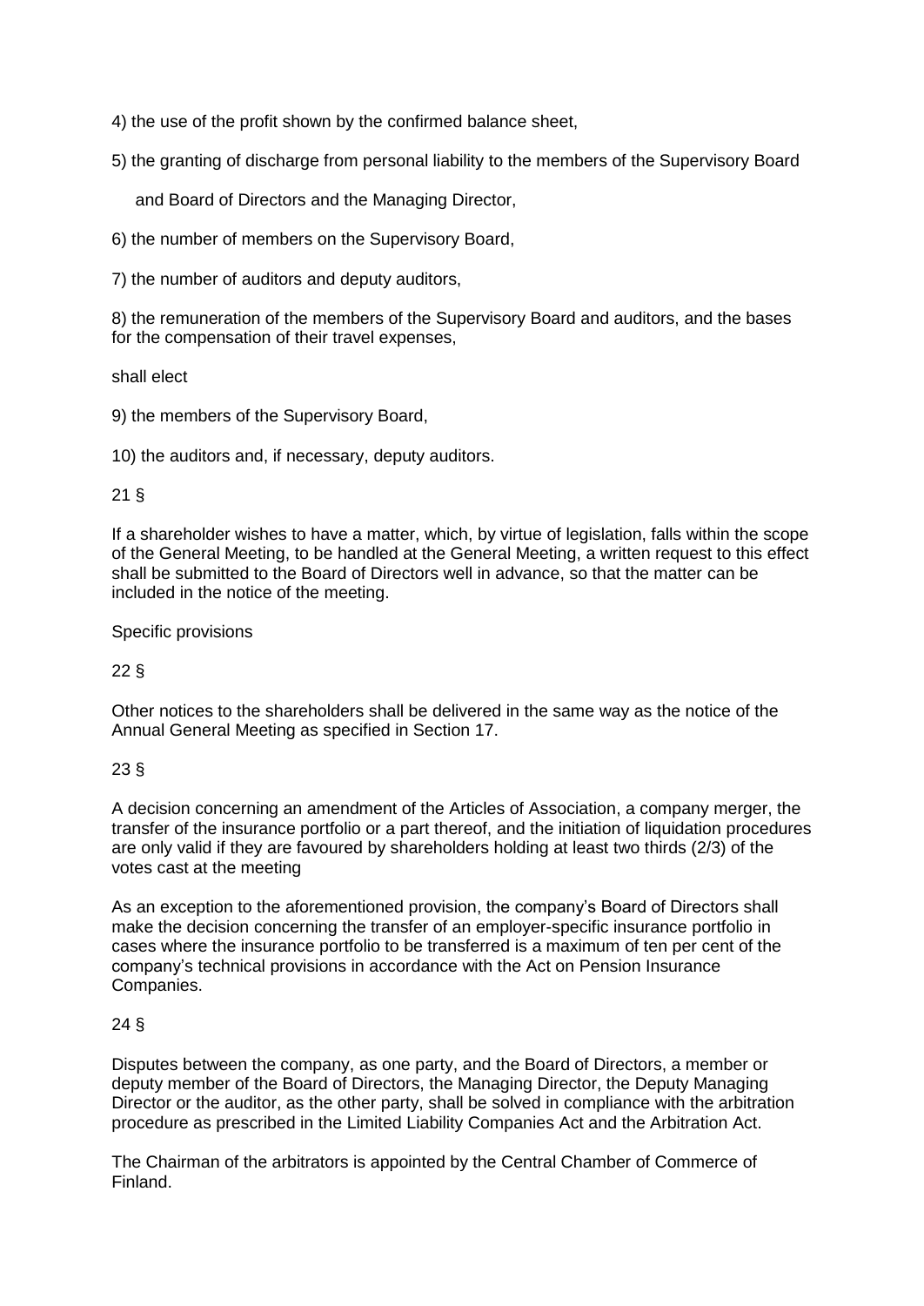4) the use of the profit shown by the confirmed balance sheet,

5) the granting of discharge from personal liability to the members of the Supervisory Board and Board of Directors and the Managing Director,

6) the number of members on the Supervisory Board,

7) the number of auditors and deputy auditors,

8) the remuneration of the members of the Supervisory Board and auditors, and the bases for the compensation of their travel expenses,

shall elect

9) the members of the Supervisory Board,

10) the auditors and, if necessary, deputy auditors.

21 §

If a shareholder wishes to have a matter, which, by virtue of legislation, falls within the scope of the General Meeting, to be handled at the General Meeting, a written request to this effect shall be submitted to the Board of Directors well in advance, so that the matter can be included in the notice of the meeting.

Specific provisions

22 §

Other notices to the shareholders shall be delivered in the same way as the notice of the Annual General Meeting as specified in Section 17.

23 §

A decision concerning an amendment of the Articles of Association, a company merger, the transfer of the insurance portfolio or a part thereof, and the initiation of liquidation procedures are only valid if they are favoured by shareholders holding at least two thirds (2/3) of the votes cast at the meeting

As an exception to the aforementioned provision, the company's Board of Directors shall make the decision concerning the transfer of an employer-specific insurance portfolio in cases where the insurance portfolio to be transferred is a maximum of ten per cent of the company's technical provisions in accordance with the Act on Pension Insurance Companies.

24 §

Disputes between the company, as one party, and the Board of Directors, a member or deputy member of the Board of Directors, the Managing Director, the Deputy Managing Director or the auditor, as the other party, shall be solved in compliance with the arbitration procedure as prescribed in the Limited Liability Companies Act and the Arbitration Act.

The Chairman of the arbitrators is appointed by the Central Chamber of Commerce of Finland.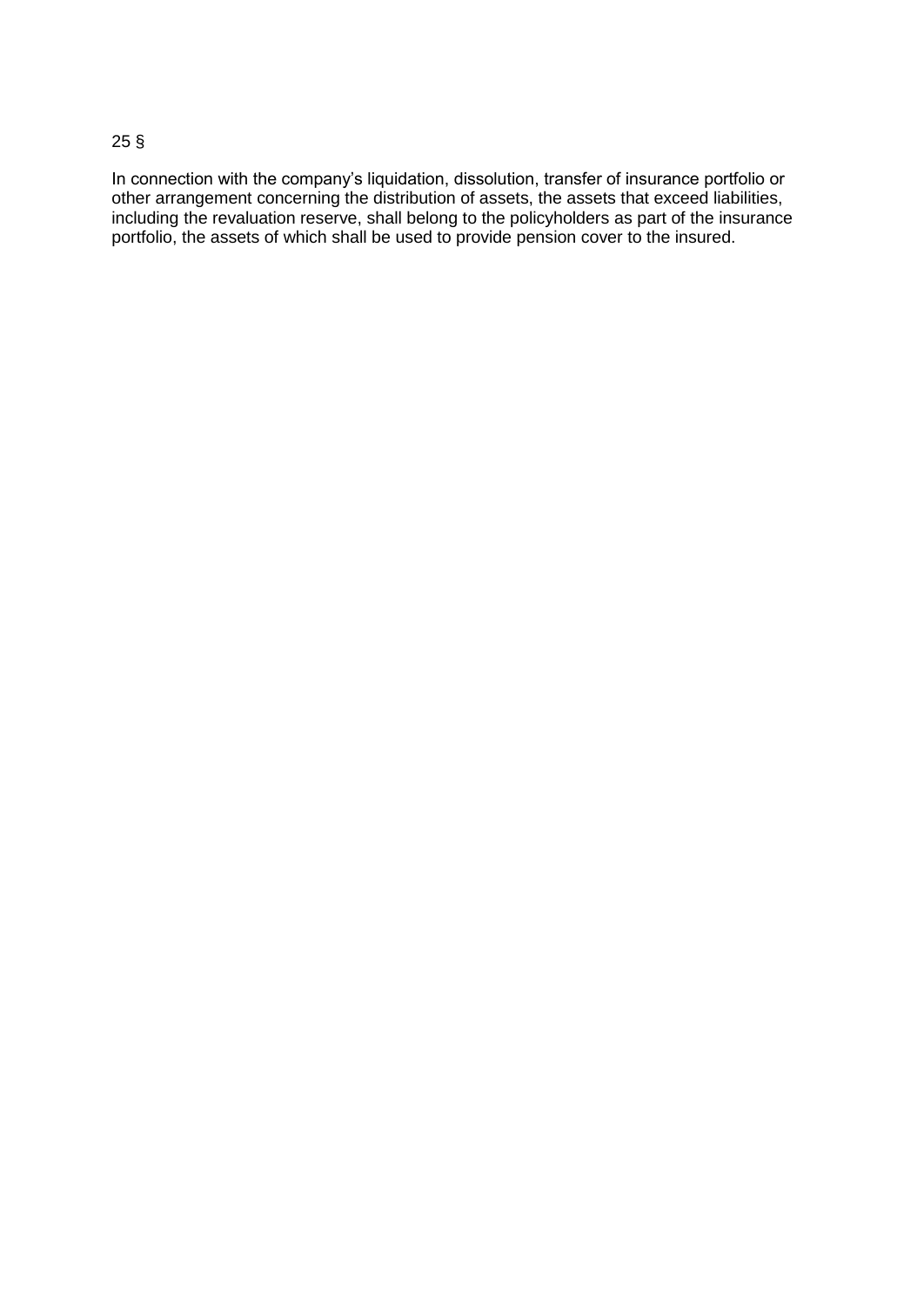25 §

In connection with the company's liquidation, dissolution, transfer of insurance portfolio or other arrangement concerning the distribution of assets, the assets that exceed liabilities, including the revaluation reserve, shall belong to the policyholders as part of the insurance portfolio, the assets of which shall be used to provide pension cover to the insured.